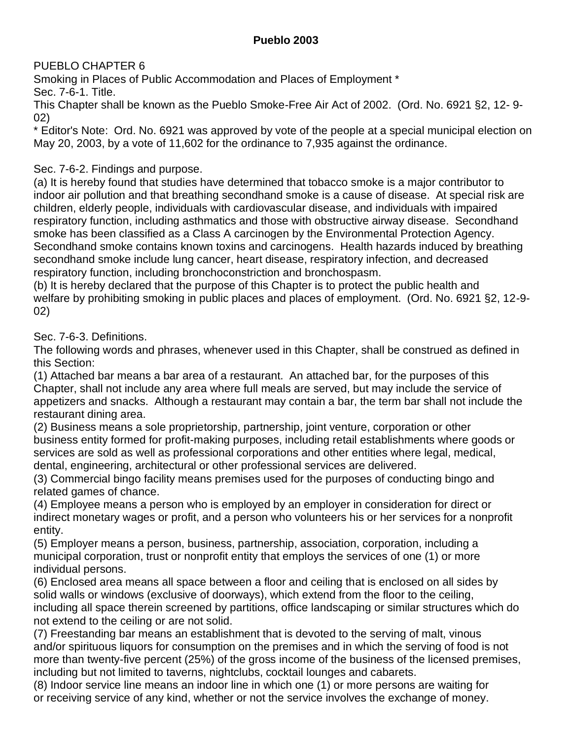**Pueblo 2003**

PUEBLO CHAPTER 6

Smoking in Places of Public Accommodation and Places of Employment *

Sec. 7-6-1. Title.

This Chapter shall be known as the Pueblo Smoke-Free Air Act of 2002. (Ord. No. 6921 §2, 12- 9-02)

* Editor's Note: Ord. No. 6921 was approved by vote of the people at a special municipal election on May 20, 2003, by a vote of 11,602 for the ordinance to 7,935 against the ordinance.

Sec. 7-6-2. Findings and purpose.

(a) It is hereby found that studies have determined that tobacco smoke is a major contributor to indoor air pollution and that breathing secondhand smoke is a cause of disease. At special risk are children, elderly people, individuals with cardiovascular disease, and individuals with impaired respiratory function, including asthmatics and those with obstructive airway disease. Secondhand smoke has been classified as a Class A carcinogen by the Environmental Protection Agency. Secondhand smoke contains known toxins and carcinogens. Health hazards induced by breathing secondhand smoke include lung cancer, heart disease, respiratory infection, and decreased respiratory function, including bronchoconstriction and bronchospasm.

(b) It is hereby declared that the purpose of this Chapter is to protect the public health and welfare by prohibiting smoking in public places and places of employment. (Ord. No. 6921 §2, 12-9-02)

Sec. 7-6-3. Definitions.

The following words and phrases, whenever used in this Chapter, shall be construed as defined in this Section:

(1) Attached bar means a bar area of a restaurant. An attached bar, for the purposes of this Chapter, shall not include any area where full meals are served, but may include the service of appetizers and snacks. Although a restaurant may contain a bar, the term bar shall not include the restaurant dining area.

(2) Business means a sole proprietorship, partnership, joint venture, corporation or other business entity formed for profit-making purposes, including retail establishments where goods or services are sold as well as professional corporations and other entities where legal, medical, dental, engineering, architectural or other professional services are delivered.

(3) Commercial bingo facility means premises used for the purposes of conducting bingo and related games of chance.

(4) Employee means a person who is employed by an employer in consideration for direct or indirect monetary wages or profit, and a person who volunteers his or her services for a nonprofit entity.

(5) Employer means a person, business, partnership, association, corporation, including a municipal corporation, trust or nonprofit entity that employs the services of one (1) or more individual persons.

(6) Enclosed area means all space between a floor and ceiling that is enclosed on all sides by solid walls or windows (exclusive of doorways), which extend from the floor to the ceiling, including all space therein screened by partitions, office landscaping or similar structures which do not extend to the ceiling or are not solid.

(7) Freestanding bar means an establishment that is devoted to the serving of malt, vinous and/or spirituous liquors for consumption on the premises and in which the serving of food is not more than twenty-five percent (25%) of the gross income of the business of the licensed premises, including but not limited to taverns, nightclubs, cocktail lounges and cabarets.

(8) Indoor service line means an indoor line in which one (1) or more persons are waiting for or receiving service of any kind, whether or not the service involves the exchange of money.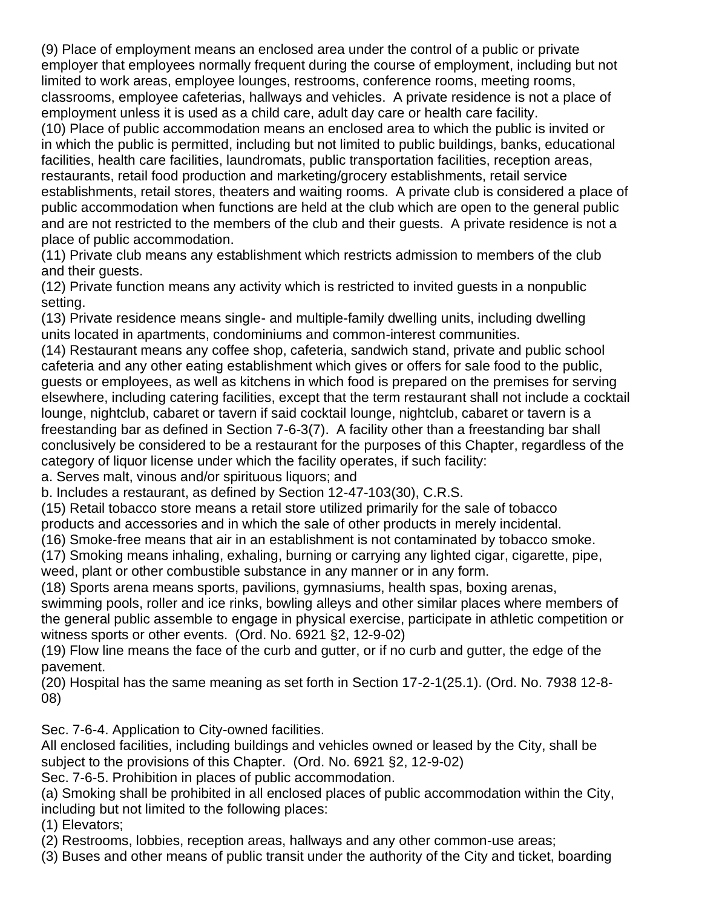(9) Place of employment means an enclosed area under the control of a public or private employer that employees normally frequent during the course of employment, including but not limited to work areas, employee lounges, restrooms, conference rooms, meeting rooms, classrooms, employee cafeterias, hallways and vehicles. A private residence is not a place of employment unless it is used as a child care, adult day care or health care facility.

(10) Place of public accommodation means an enclosed area to which the public is invited or in which the public is permitted, including but not limited to public buildings, banks, educational facilities, health care facilities, laundromats, public transportation facilities, reception areas, restaurants, retail food production and marketing/grocery establishments, retail service establishments, retail stores, theaters and waiting rooms. A private club is considered a place of public accommodation when functions are held at the club which are open to the general public and are not restricted to the members of the club and their guests. A private residence is not a place of public accommodation.

(11) Private club means any establishment which restricts admission to members of the club and their guests.

(12) Private function means any activity which is restricted to invited guests in a nonpublic setting.

(13) Private residence means single- and multiple-family dwelling units, including dwelling units located in apartments, condominiums and common-interest communities.

(14) Restaurant means any coffee shop, cafeteria, sandwich stand, private and public school cafeteria and any other eating establishment which gives or offers for sale food to the public, guests or employees, as well as kitchens in which food is prepared on the premises for serving elsewhere, including catering facilities, except that the term restaurant shall not include a cocktail lounge, nightclub, cabaret or tavern if said cocktail lounge, nightclub, cabaret or tavern is a freestanding bar as defined in Section 7-6-3(7). A facility other than a freestanding bar shall conclusively be considered to be a restaurant for the purposes of this Chapter, regardless of the category of liquor license under which the facility operates, if such facility:

a. Serves malt, vinous and/or spirituous liquors; and

b. Includes a restaurant, as defined by Section 12-47-103(30), C.R.S.

(15) Retail tobacco store means a retail store utilized primarily for the sale of tobacco products and accessories and in which the sale of other products in merely incidental.

(16) Smoke-free means that air in an establishment is not contaminated by tobacco smoke.

(17) Smoking means inhaling, exhaling, burning or carrying any lighted cigar, cigarette, pipe, weed, plant or other combustible substance in any manner or in any form.

(18) Sports arena means sports, pavilions, gymnasiums, health spas, boxing arenas, swimming pools, roller and ice rinks, bowling alleys and other similar places where members of the general public assemble to engage in physical exercise, participate in athletic competition or witness sports or other events. (Ord. No. 6921 §2, 12-9-02)

(19) Flow line means the face of the curb and gutter, or if no curb and gutter, the edge of the pavement.

(20) Hospital has the same meaning as set forth in Section 17-2-1(25.1). (Ord. No. 7938 12-8-08)

Sec. 7-6-4. Application to City-owned facilities.

All enclosed facilities, including buildings and vehicles owned or leased by the City, shall be subject to the provisions of this Chapter. (Ord. No. 6921 §2, 12-9-02)

Sec. 7-6-5. Prohibition in places of public accommodation.

(a) Smoking shall be prohibited in all enclosed places of public accommodation within the City, including but not limited to the following places:

(1) Elevators;

(2) Restrooms, lobbies, reception areas, hallways and any other common-use areas;

(3) Buses and other means of public transit under the authority of the City and ticket, boarding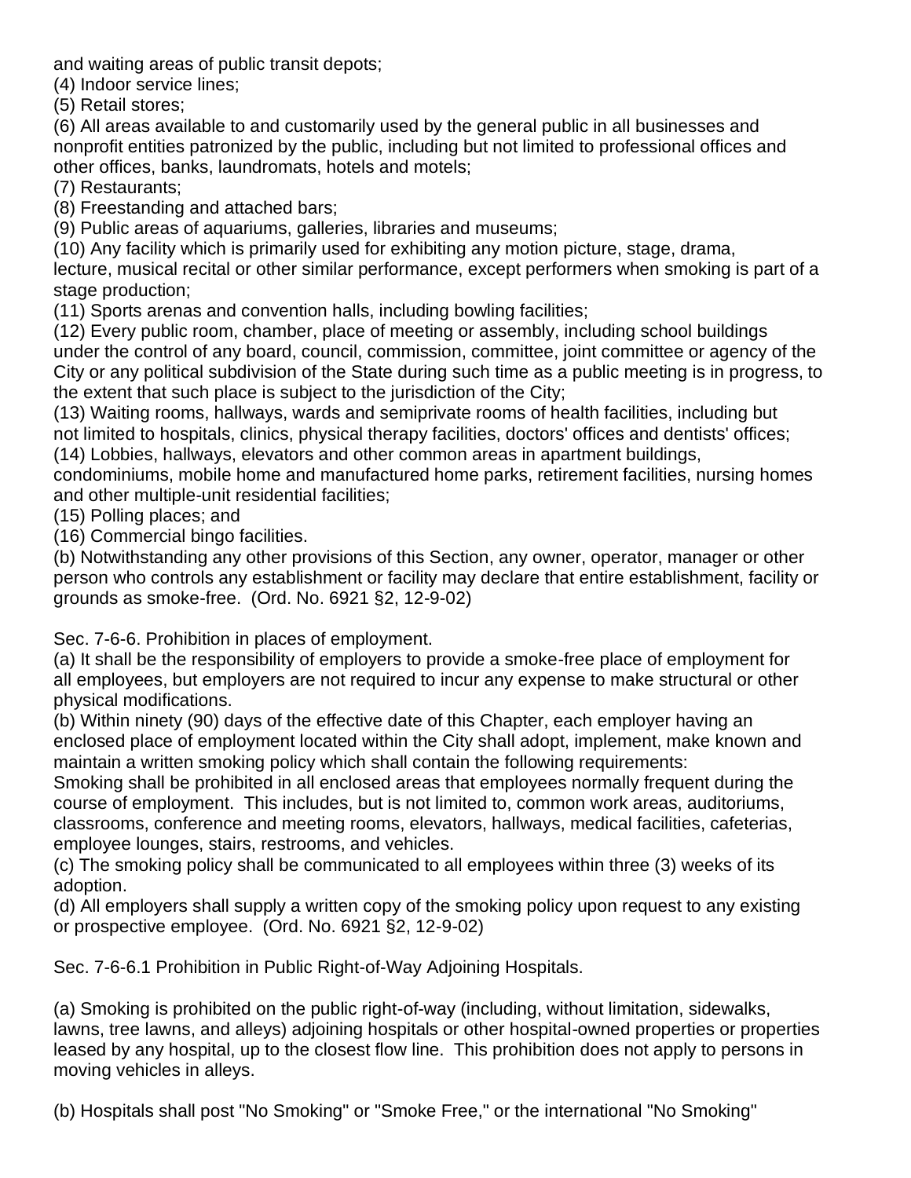and waiting areas of public transit depots;

(4) Indoor service lines;

(5) Retail stores;

(6) All areas available to and customarily used by the general public in all businesses and nonprofit entities patronized by the public, including but not limited to professional offices and other offices, banks, laundromats, hotels and motels;

(7) Restaurants;

(8) Freestanding and attached bars;

(9) Public areas of aquariums, galleries, libraries and museums;

(10) Any facility which is primarily used for exhibiting any motion picture, stage, drama, lecture, musical recital or other similar performance, except performers when smoking is part of a stage production;

(11) Sports arenas and convention halls, including bowling facilities;

(12) Every public room, chamber, place of meeting or assembly, including school buildings under the control of any board, council, commission, committee, joint committee or agency of the City or any political subdivision of the State during such time as a public meeting is in progress, to the extent that such place is subject to the jurisdiction of the City;

(13) Waiting rooms, hallways, wards and semiprivate rooms of health facilities, including but not limited to hospitals, clinics, physical therapy facilities, doctors' offices and dentists' offices;

(14) Lobbies, hallways, elevators and other common areas in apartment buildings, condominiums, mobile home and manufactured home parks, retirement facilities, nursing homes and other multiple-unit residential facilities;

(15) Polling places; and

(16) Commercial bingo facilities.

(b) Notwithstanding any other provisions of this Section, any owner, operator, manager or other person who controls any establishment or facility may declare that entire establishment, facility or grounds as smoke-free. (Ord. No. 6921 §2, 12-9-02)

Sec. 7-6-6. Prohibition in places of employment.

(a) It shall be the responsibility of employers to provide a smoke-free place of employment for all employees, but employers are not required to incur any expense to make structural or other physical modifications.

(b) Within ninety (90) days of the effective date of this Chapter, each employer having an enclosed place of employment located within the City shall adopt, implement, make known and maintain a written smoking policy which shall contain the following requirements:
Smoking shall be prohibited in all enclosed areas that employees normally frequent during the course of employment. This includes, but is not limited to, common work areas, auditoriums, classrooms, conference and meeting rooms, elevators, hallways, medical facilities, cafeterias, employee lounges, stairs, restrooms, and vehicles.

(c) The smoking policy shall be communicated to all employees within three (3) weeks of its adoption.

(d) All employers shall supply a written copy of the smoking policy upon request to any existing or prospective employee. (Ord. No. 6921 §2, 12-9-02)

Sec. 7-6-6.1 Prohibition in Public Right-of-Way Adjoining Hospitals.

(a) Smoking is prohibited on the public right-of-way (including, without limitation, sidewalks, lawns, tree lawns, and alleys) adjoining hospitals or other hospital-owned properties or properties leased by any hospital, up to the closest flow line. This prohibition does not apply to persons in moving vehicles in alleys.

(b) Hospitals shall post "No Smoking" or "Smoke Free," or the international "No Smoking"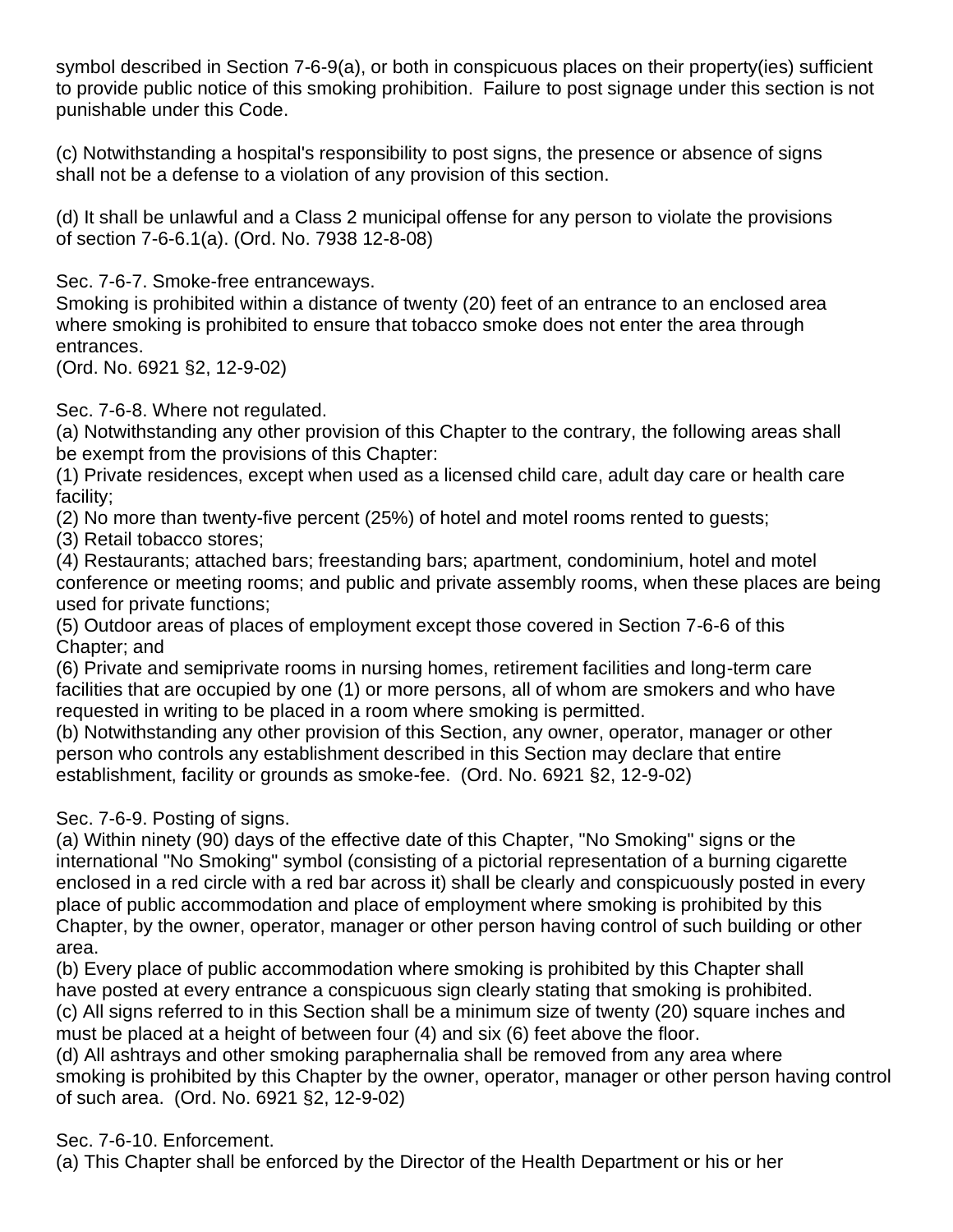symbol described in Section 7-6-9(a), or both in conspicuous places on their property(ies) sufficient to provide public notice of this smoking prohibition. Failure to post signage under this section is not punishable under this Code.

(c) Notwithstanding a hospital's responsibility to post signs, the presence or absence of signs shall not be a defense to a violation of any provision of this section.

(d) It shall be unlawful and a Class 2 municipal offense for any person to violate the provisions of section 7-6-6.1(a). (Ord. No. 7938 12-8-08)

Sec. 7-6-7. Smoke-free entranceways.
Smoking is prohibited within a distance of twenty (20) feet of an entrance to an enclosed area where smoking is prohibited to ensure that tobacco smoke does not enter the area through entrances.
(Ord. No. 6921 §2, 12-9-02)

Sec. 7-6-8. Where not regulated.
(a) Notwithstanding any other provision of this Chapter to the contrary, the following areas shall be exempt from the provisions of this Chapter:
(1) Private residences, except when used as a licensed child care, adult day care or health care facility;
(2) No more than twenty-five percent (25%) of hotel and motel rooms rented to guests;
(3) Retail tobacco stores;
(4) Restaurants; attached bars; freestanding bars; apartment, condominium, hotel and motel conference or meeting rooms; and public and private assembly rooms, when these places are being used for private functions;
(5) Outdoor areas of places of employment except those covered in Section 7-6-6 of this Chapter; and
(6) Private and semiprivate rooms in nursing homes, retirement facilities and long-term care facilities that are occupied by one (1) or more persons, all of whom are smokers and who have requested in writing to be placed in a room where smoking is permitted.
(b) Notwithstanding any other provision of this Section, any owner, operator, manager or other person who controls any establishment described in this Section may declare that entire establishment, facility or grounds as smoke-fee. (Ord. No. 6921 §2, 12-9-02)

Sec. 7-6-9. Posting of signs.
(a) Within ninety (90) days of the effective date of this Chapter, "No Smoking" signs or the international "No Smoking" symbol (consisting of a pictorial representation of a burning cigarette enclosed in a red circle with a red bar across it) shall be clearly and conspicuously posted in every place of public accommodation and place of employment where smoking is prohibited by this Chapter, by the owner, operator, manager or other person having control of such building or other area.
(b) Every place of public accommodation where smoking is prohibited by this Chapter shall have posted at every entrance a conspicuous sign clearly stating that smoking is prohibited.
(c) All signs referred to in this Section shall be a minimum size of twenty (20) square inches and must be placed at a height of between four (4) and six (6) feet above the floor.
(d) All ashtrays and other smoking paraphernalia shall be removed from any area where smoking is prohibited by this Chapter by the owner, operator, manager or other person having control of such area. (Ord. No. 6921 §2, 12-9-02)

Sec. 7-6-10. Enforcement.
(a) This Chapter shall be enforced by the Director of the Health Department or his or her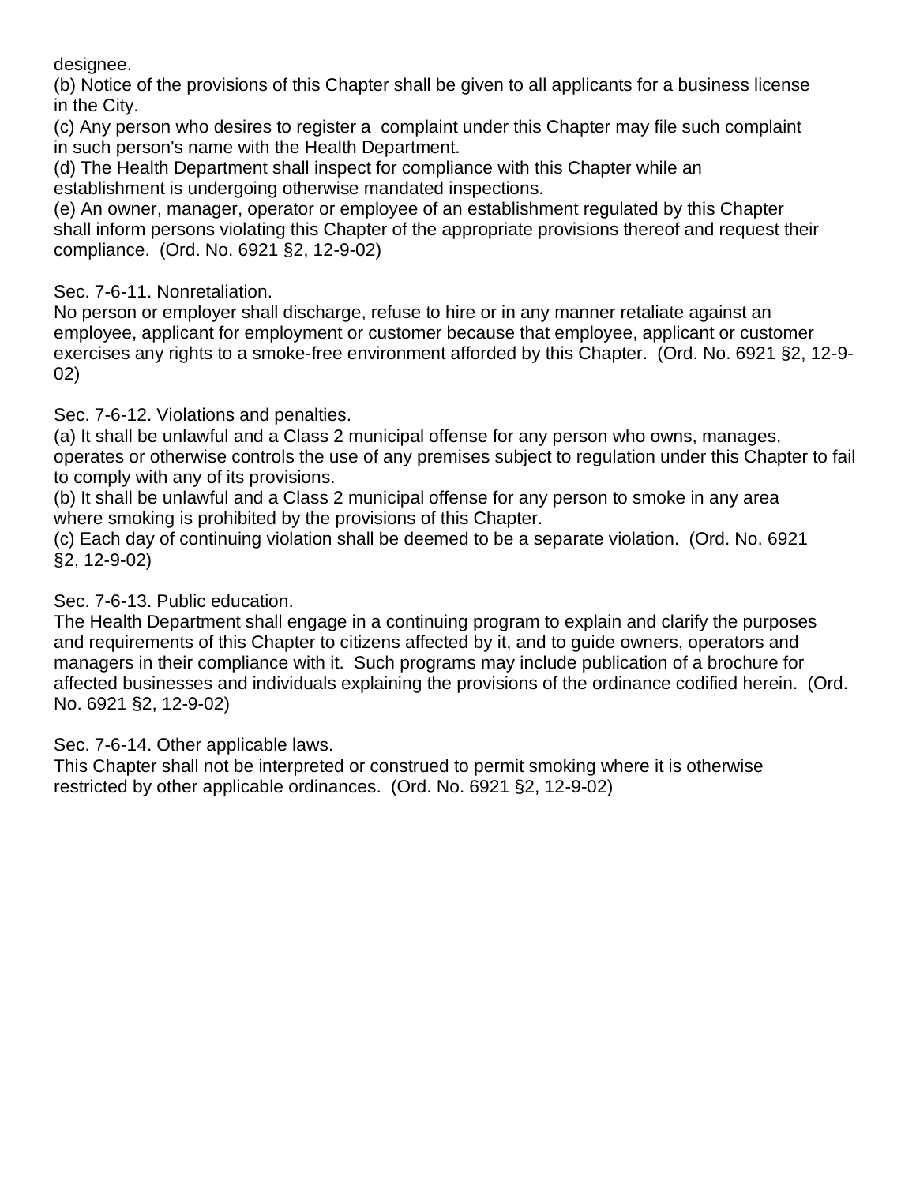designee.

(b) Notice of the provisions of this Chapter shall be given to all applicants for a business license in the City.

(c) Any person who desires to register a complaint under this Chapter may file such complaint in such person's name with the Health Department.

(d) The Health Department shall inspect for compliance with this Chapter while an establishment is undergoing otherwise mandated inspections.

(e) An owner, manager, operator or employee of an establishment regulated by this Chapter shall inform persons violating this Chapter of the appropriate provisions thereof and request their compliance. (Ord. No. 6921 §2, 12-9-02)

Sec. 7-6-11. Nonretaliation.

No person or employer shall discharge, refuse to hire or in any manner retaliate against an employee, applicant for employment or customer because that employee, applicant or customer exercises any rights to a smoke-free environment afforded by this Chapter. (Ord. No. 6921 §2, 12-9-02)

Sec. 7-6-12. Violations and penalties.

(a) It shall be unlawful and a Class 2 municipal offense for any person who owns, manages, operates or otherwise controls the use of any premises subject to regulation under this Chapter to fail to comply with any of its provisions.

(b) It shall be unlawful and a Class 2 municipal offense for any person to smoke in any area where smoking is prohibited by the provisions of this Chapter.

(c) Each day of continuing violation shall be deemed to be a separate violation. (Ord. No. 6921 §2, 12-9-02)

Sec. 7-6-13. Public education.

The Health Department shall engage in a continuing program to explain and clarify the purposes and requirements of this Chapter to citizens affected by it, and to guide owners, operators and managers in their compliance with it. Such programs may include publication of a brochure for affected businesses and individuals explaining the provisions of the ordinance codified herein. (Ord. No. 6921 §2, 12-9-02)

Sec. 7-6-14. Other applicable laws.

This Chapter shall not be interpreted or construed to permit smoking where it is otherwise restricted by other applicable ordinances. (Ord. No. 6921 §2, 12-9-02)